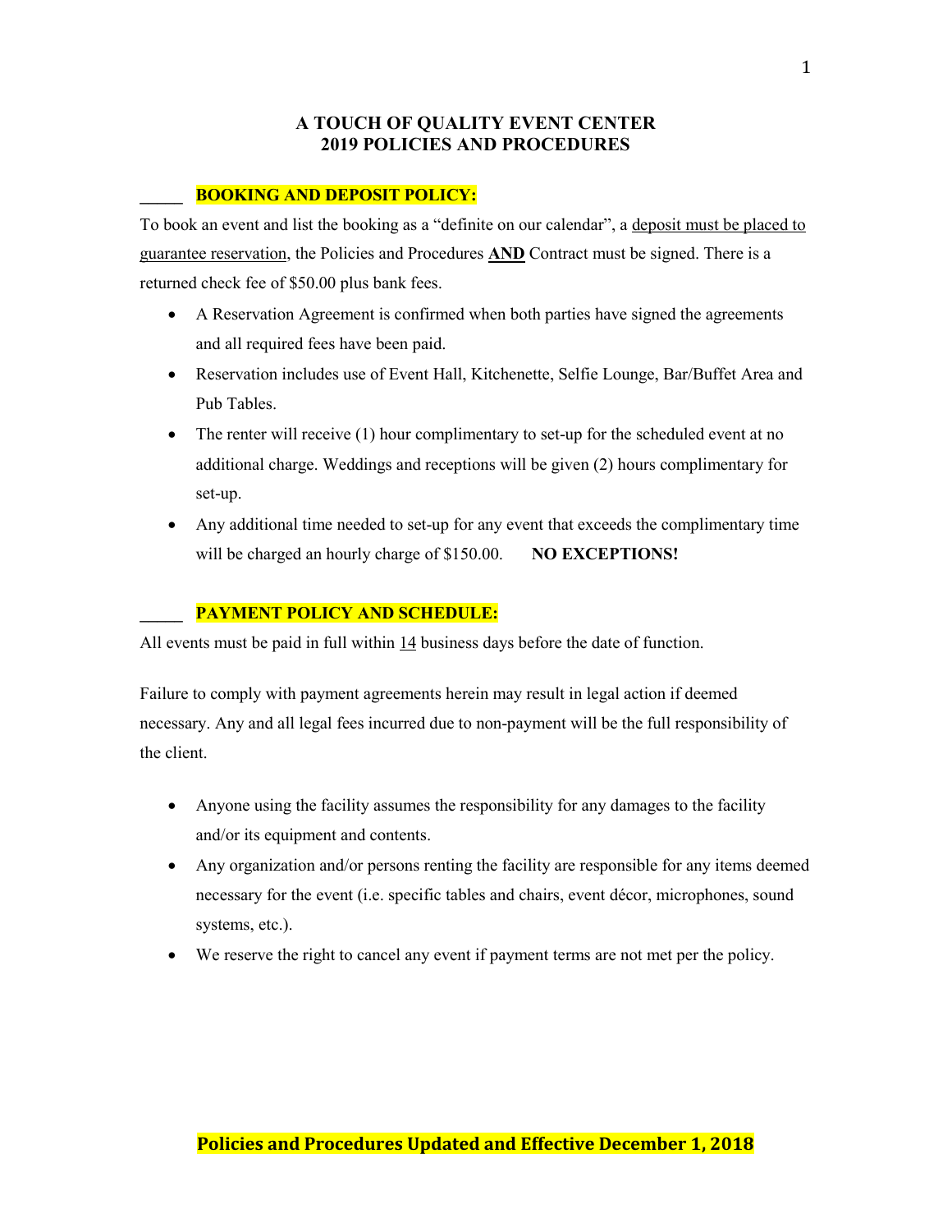# A TOUCH OF QUALITY EVENT CENTER
# 2019 POLICIES AND PROCEDURES

_____ **BOOKING AND DEPOSIT POLICY:**

To book an event and list the booking as a "definite on our calendar", a deposit must be placed to guarantee reservation, the Policies and Procedures **AND** Contract must be signed. There is a returned check fee of $50.00 plus bank fees.

- A Reservation Agreement is confirmed when both parties have signed the agreements and all required fees have been paid.
- Reservation includes use of Event Hall, Kitchenette, Selfie Lounge, Bar/Buffet Area and Pub Tables.
- The renter will receive (1) hour complimentary to set-up for the scheduled event at no additional charge. Weddings and receptions will be given (2) hours complimentary for set-up.
- Any additional time needed to set-up for any event that exceeds the complimentary time will be charged an hourly charge of $150.00. **NO EXCEPTIONS!**

_____ **PAYMENT POLICY AND SCHEDULE:**

All events must be paid in full within 14 business days before the date of function.

Failure to comply with payment agreements herein may result in legal action if deemed necessary. Any and all legal fees incurred due to non-payment will be the full responsibility of the client.

- Anyone using the facility assumes the responsibility for any damages to the facility and/or its equipment and contents.
- Any organization and/or persons renting the facility are responsible for any items deemed necessary for the event (i.e. specific tables and chairs, event décor, microphones, sound systems, etc.).
- We reserve the right to cancel any event if payment terms are not met per the policy.

**Policies and Procedures Updated and Effective December 1, 2018**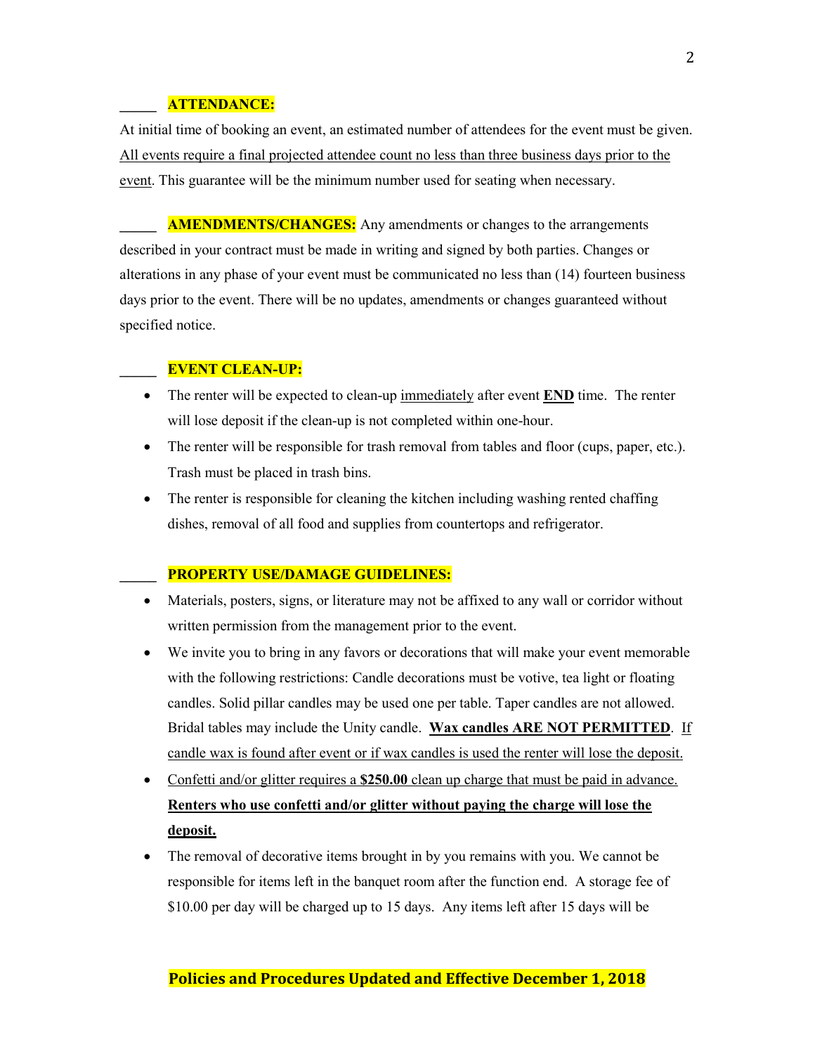_____ **ATTENDANCE:**

At initial time of booking an event, an estimated number of attendees for the event must be given. All events require a final projected attendee count no less than three business days prior to the event. This guarantee will be the minimum number used for seating when necessary.

_____ **AMENDMENTS/CHANGES:** Any amendments or changes to the arrangements described in your contract must be made in writing and signed by both parties. Changes or alterations in any phase of your event must be communicated no less than (14) fourteen business days prior to the event. There will be no updates, amendments or changes guaranteed without specified notice.

_____ **EVENT CLEAN-UP:**

- The renter will be expected to clean-up immediately after event **END** time. The renter will lose deposit if the clean-up is not completed within one-hour.
- The renter will be responsible for trash removal from tables and floor (cups, paper, etc.). Trash must be placed in trash bins.
- The renter is responsible for cleaning the kitchen including washing rented chaffing dishes, removal of all food and supplies from countertops and refrigerator.

_____ **PROPERTY USE/DAMAGE GUIDELINES:**

- Materials, posters, signs, or literature may not be affixed to any wall or corridor without written permission from the management prior to the event.
- We invite you to bring in any favors or decorations that will make your event memorable with the following restrictions: Candle decorations must be votive, tea light or floating candles. Solid pillar candles may be used one per table. Taper candles are not allowed. Bridal tables may include the Unity candle. **Wax candles ARE NOT PERMITTED**. If candle wax is found after event or if wax candles is used the renter will lose the deposit.
- Confetti and/or glitter requires a **$250.00** clean up charge that must be paid in advance. **Renters who use confetti and/or glitter without paying the charge will lose the deposit.**
- The removal of decorative items brought in by you remains with you. We cannot be responsible for items left in the banquet room after the function end. A storage fee of $10.00 per day will be charged up to 15 days. Any items left after 15 days will be

**Policies and Procedures Updated and Effective December 1, 2018**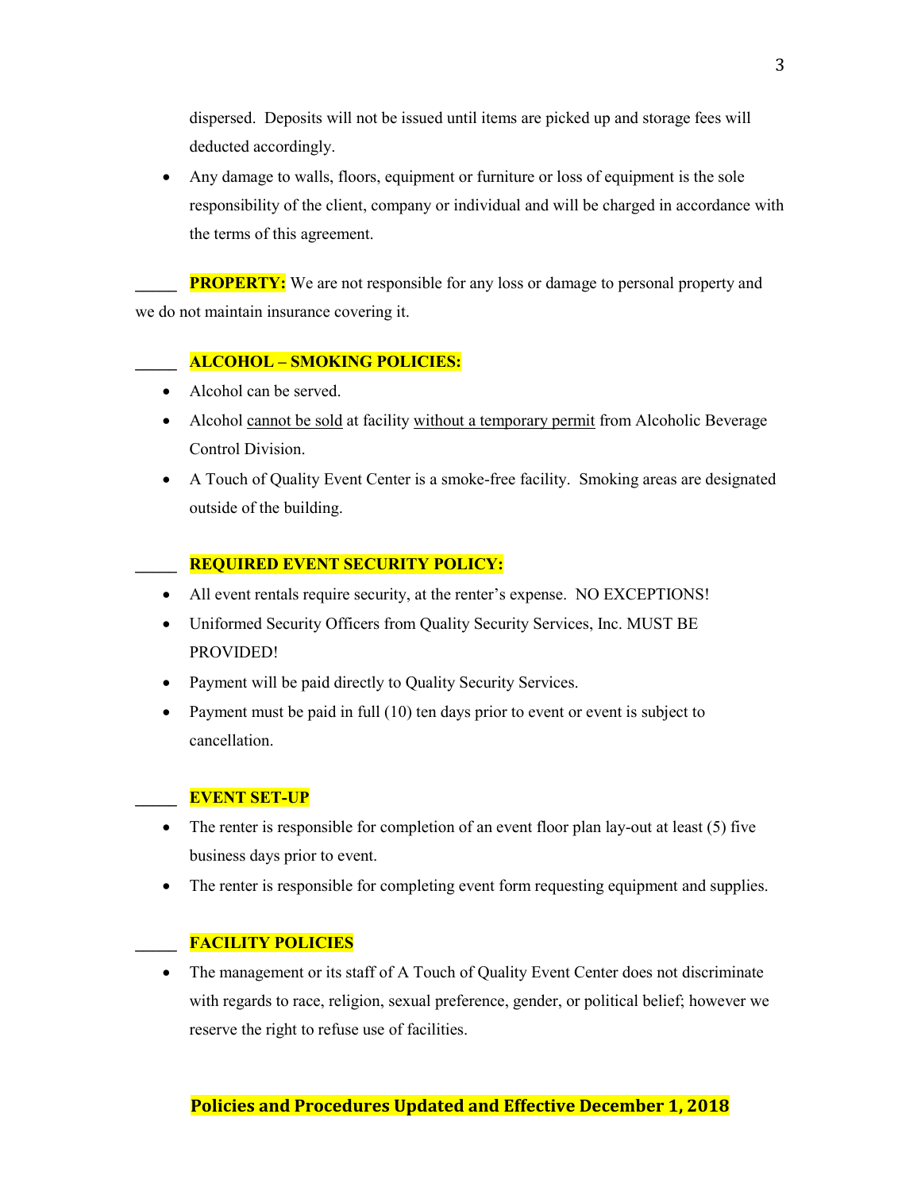dispersed. Deposits will not be issued until items are picked up and storage fees will deducted accordingly.

- Any damage to walls, floors, equipment or furniture or loss of equipment is the sole responsibility of the client, company or individual and will be charged in accordance with the terms of this agreement.

_____ **PROPERTY:** We are not responsible for any loss or damage to personal property and we do not maintain insurance covering it.

_____ **ALCOHOL – SMOKING POLICIES:**

- Alcohol can be served.
- Alcohol <u>cannot be sold</u> at facility <u>without a temporary permit</u> from Alcoholic Beverage Control Division.
- A Touch of Quality Event Center is a smoke-free facility. Smoking areas are designated outside of the building.

_____ **REQUIRED EVENT SECURITY POLICY:**

- All event rentals require security, at the renter's expense. NO EXCEPTIONS!
- Uniformed Security Officers from Quality Security Services, Inc. MUST BE PROVIDED!
- Payment will be paid directly to Quality Security Services.
- Payment must be paid in full (10) ten days prior to event or event is subject to cancellation.

_____ **EVENT SET-UP**

- The renter is responsible for completion of an event floor plan lay-out at least (5) five business days prior to event.
- The renter is responsible for completing event form requesting equipment and supplies.

_____ **FACILITY POLICIES**

- The management or its staff of A Touch of Quality Event Center does not discriminate with regards to race, religion, sexual preference, gender, or political belief; however we reserve the right to refuse use of facilities.

**Policies and Procedures Updated and Effective December 1, 2018**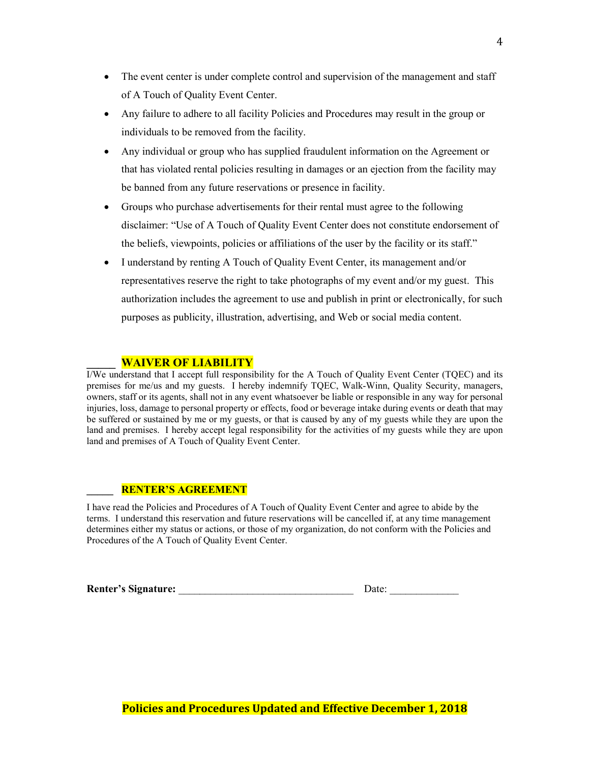- The event center is under complete control and supervision of the management and staff of A Touch of Quality Event Center.
- Any failure to adhere to all facility Policies and Procedures may result in the group or individuals to be removed from the facility.
- Any individual or group who has supplied fraudulent information on the Agreement or that has violated rental policies resulting in damages or an ejection from the facility may be banned from any future reservations or presence in facility.
- Groups who purchase advertisements for their rental must agree to the following disclaimer: "Use of A Touch of Quality Event Center does not constitute endorsement of the beliefs, viewpoints, policies or affiliations of the user by the facility or its staff."
- I understand by renting A Touch of Quality Event Center, its management and/or representatives reserve the right to take photographs of my event and/or my guest. This authorization includes the agreement to use and publish in print or electronically, for such purposes as publicity, illustration, advertising, and Web or social media content.

_____ **WAIVER OF LIABILITY**

I/We understand that I accept full responsibility for the A Touch of Quality Event Center (TQEC) and its premises for me/us and my guests. I hereby indemnify TQEC, Walk-Winn, Quality Security, managers, owners, staff or its agents, shall not in any event whatsoever be liable or responsible in any way for personal injuries, loss, damage to personal property or effects, food or beverage intake during events or death that may be suffered or sustained by me or my guests, or that is caused by any of my guests while they are upon the land and premises. I hereby accept legal responsibility for the activities of my guests while they are upon land and premises of A Touch of Quality Event Center.

_____ **RENTER'S AGREEMENT**

I have read the Policies and Procedures of A Touch of Quality Event Center and agree to abide by the terms. I understand this reservation and future reservations will be cancelled if, at any time management determines either my status or actions, or those of my organization, do not conform with the Policies and Procedures of the A Touch of Quality Event Center.

**Renter's Signature:** _________________________________ Date: _____________

**Policies and Procedures Updated and Effective December 1, 2018**